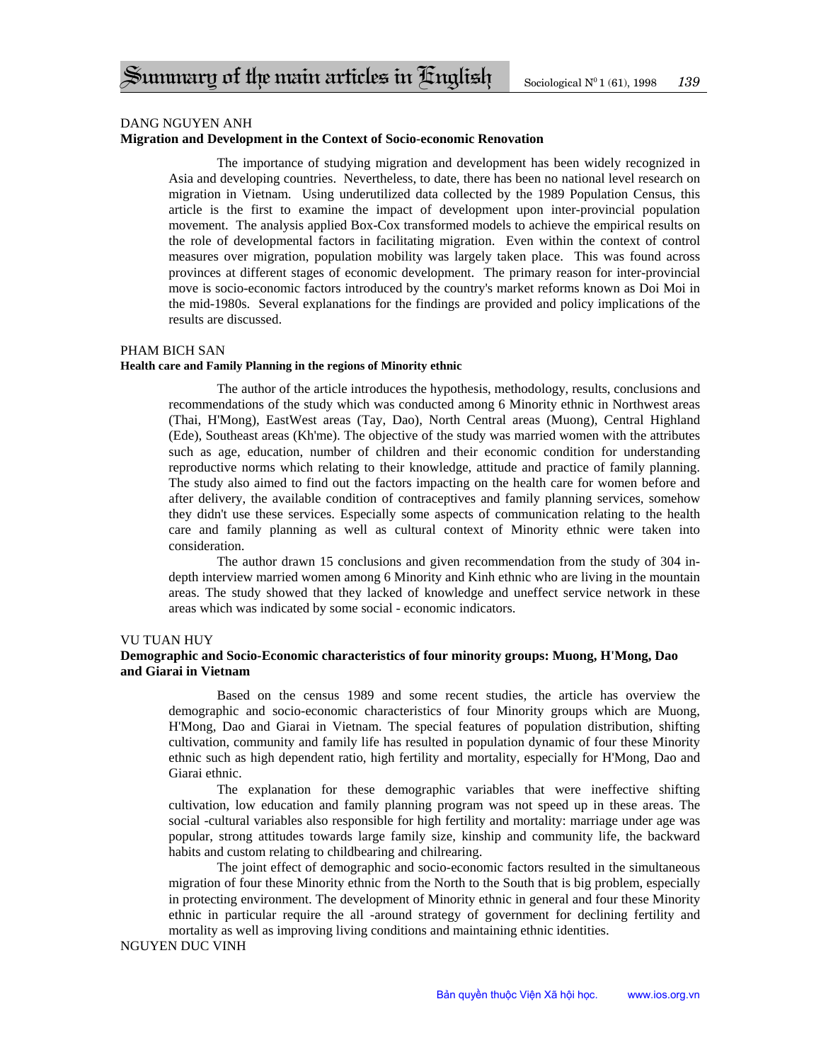# Summary of the main articles in English

DANG NGUYEN ANH

**Migration and Development in the Context of Socio-economic Renovation**

The importance of studying migration and development has been widely recognized in Asia and developing countries. Nevertheless, to date, there has been no national level research on migration in Vietnam. Using underutilized data collected by the 1989 Population Census, this article is the first to examine the impact of development upon inter-provincial population movement. The analysis applied Box-Cox transformed models to achieve the empirical results on the role of developmental factors in facilitating migration. Even within the context of control measures over migration, population mobility was largely taken place. This was found across provinces at different stages of economic development. The primary reason for inter-provincial move is socio-economic factors introduced by the country's market reforms known as Doi Moi in the mid-1980s. Several explanations for the findings are provided and policy implications of the results are discussed.

PHAM BICH SAN

**Health care and Family Planning in the regions of Minority ethnic**

The author of the article introduces the hypothesis, methodology, results, conclusions and recommendations of the study which was conducted among 6 Minority ethnic in Northwest areas (Thai, H'Mong), EastWest areas (Tay, Dao), North Central areas (Muong), Central Highland (Ede), Southeast areas (Kh'me). The objective of the study was married women with the attributes such as age, education, number of children and their economic condition for understanding reproductive norms which relating to their knowledge, attitude and practice of family planning. The study also aimed to find out the factors impacting on the health care for women before and after delivery, the available condition of contraceptives and family planning services, somehow they didn't use these services. Especially some aspects of communication relating to the health care and family planning as well as cultural context of Minority ethnic were taken into consideration.

The author drawn 15 conclusions and given recommendation from the study of 304 in-depth interview married women among 6 Minority and Kinh ethnic who are living in the mountain areas. The study showed that they lacked of knowledge and uneffect service network in these areas which was indicated by some social - economic indicators.

VU TUAN HUY

**Demographic and Socio-Economic characteristics of four minority groups: Muong, H'Mong, Dao and Giarai in Vietnam**

Based on the census 1989 and some recent studies, the article has overview the demographic and socio-economic characteristics of four Minority groups which are Muong, H'Mong, Dao and Giarai in Vietnam. The special features of population distribution, shifting cultivation, community and family life has resulted in population dynamic of four these Minority ethnic such as high dependent ratio, high fertility and mortality, especially for H'Mong, Dao and Giarai ethnic.

The explanation for these demographic variables that were ineffective shifting cultivation, low education and family planning program was not speed up in these areas. The social -cultural variables also responsible for high fertility and mortality: marriage under age was popular, strong attitudes towards large family size, kinship and community life, the backward habits and custom relating to childbearing and chilrearing.

The joint effect of demographic and socio-economic factors resulted in the simultaneous migration of four these Minority ethnic from the North to the South that is big problem, especially in protecting environment. The development of Minority ethnic in general and four these Minority ethnic in particular require the all -around strategy of government for declining fertility and mortality as well as improving living conditions and maintaining ethnic identities.

NGUYEN DUC VINH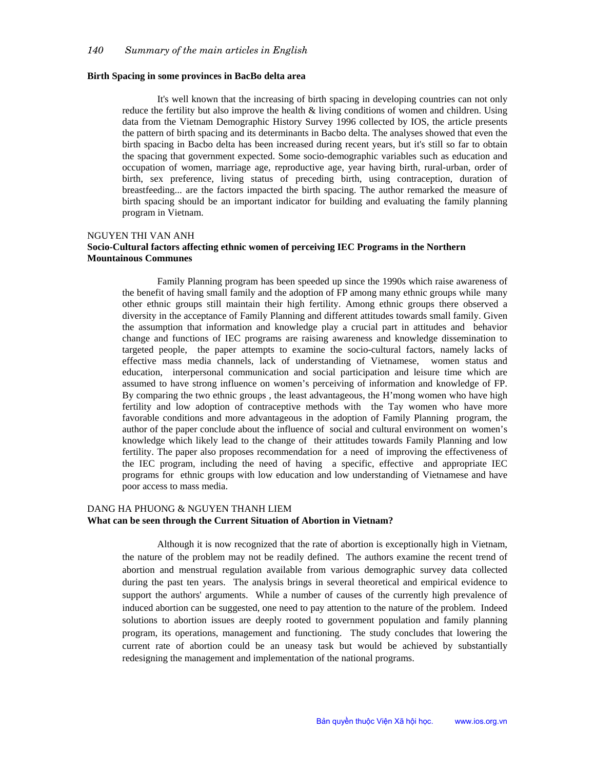**Birth Spacing in some provinces in BacBo delta area**

It's well known that the increasing of birth spacing in developing countries can not only reduce the fertility but also improve the health & living conditions of women and children. Using data from the Vietnam Demographic History Survey 1996 collected by IOS, the article presents the pattern of birth spacing and its determinants in Bacbo delta. The analyses showed that even the birth spacing in Bacbo delta has been increased during recent years, but it's still so far to obtain the spacing that government expected. Some socio-demographic variables such as education and occupation of women, marriage age, reproductive age, year having birth, rural-urban, order of birth, sex preference, living status of preceding birth, using contraception, duration of breastfeeding... are the factors impacted the birth spacing. The author remarked the measure of birth spacing should be an important indicator for building and evaluating the family planning program in Vietnam.

NGUYEN THI VAN ANH

**Socio-Cultural factors affecting ethnic women of perceiving IEC Programs in the Northern Mountainous Communes**

Family Planning program has been speeded up since the 1990s which raise awareness of the benefit of having small family and the adoption of FP among many ethnic groups while many other ethnic groups still maintain their high fertility. Among ethnic groups there observed a diversity in the acceptance of Family Planning and different attitudes towards small family. Given the assumption that information and knowledge play a crucial part in attitudes and behavior change and functions of IEC programs are raising awareness and knowledge dissemination to targeted people, the paper attempts to examine the socio-cultural factors, namely lacks of effective mass media channels, lack of understanding of Vietnamese, women status and education, interpersonal communication and social participation and leisure time which are assumed to have strong influence on women's perceiving of information and knowledge of FP. By comparing the two ethnic groups , the least advantageous, the H'mong women who have high fertility and low adoption of contraceptive methods with the Tay women who have more favorable conditions and more advantageous in the adoption of Family Planning program, the author of the paper conclude about the influence of social and cultural environment on women's knowledge which likely lead to the change of their attitudes towards Family Planning and low fertility. The paper also proposes recommendation for a need of improving the effectiveness of the IEC program, including the need of having a specific, effective and appropriate IEC programs for ethnic groups with low education and low understanding of Vietnamese and have poor access to mass media.

DANG HA PHUONG & NGUYEN THANH LIEM

**What can be seen through the Current Situation of Abortion in Vietnam?**

Although it is now recognized that the rate of abortion is exceptionally high in Vietnam, the nature of the problem may not be readily defined. The authors examine the recent trend of abortion and menstrual regulation available from various demographic survey data collected during the past ten years. The analysis brings in several theoretical and empirical evidence to support the authors' arguments. While a number of causes of the currently high prevalence of induced abortion can be suggested, one need to pay attention to the nature of the problem. Indeed solutions to abortion issues are deeply rooted to government population and family planning program, its operations, management and functioning. The study concludes that lowering the current rate of abortion could be an uneasy task but would be achieved by substantially redesigning the management and implementation of the national programs.